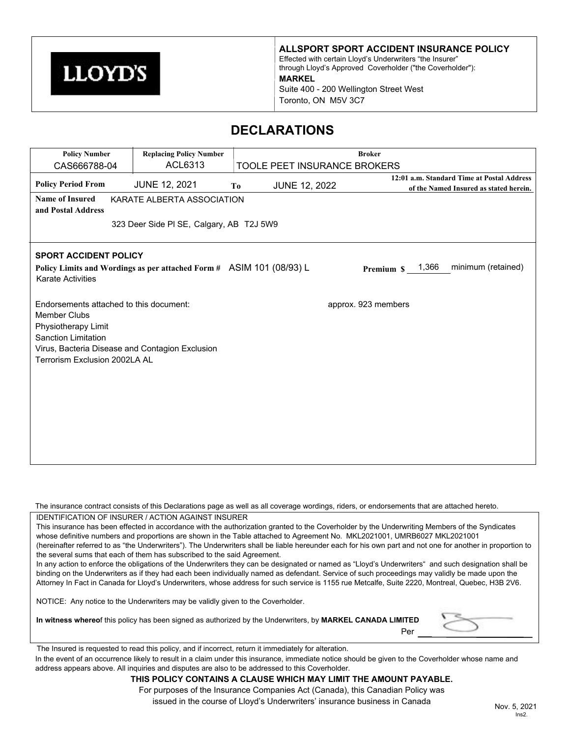LLOYD'S

**ALLSPORT SPORT ACCIDENT INSURANCE POLICY**
Effected with certain Lloyd's Underwriters "the Insurer"
through Lloyd's Approved Coverholder ("the Coverholder"):
**MARKEL**
Suite 400 - 200 Wellington Street West
Toronto, ON M5V 3C7

# DECLARATIONS

| Policy Number | Replacing Policy Number | Broker |
|---|---|---|
| CAS666788-04 | ACL6313 | TOOLE PEET INSURANCE BROKERS |

**Policy Period From** JUNE 12, 2021 **To** JUNE 12, 2022 — **12:01 a.m. Standard Time at Postal Address of the Named Insured as stated herein.**

**Name of Insured and Postal Address** KARATE ALBERTA ASSOCIATION

323 Deer Side Pl SE, Calgary, AB T2J 5W9

**SPORT ACCIDENT POLICY**

**Policy Limits and Wordings as per attached Form #** ASIM 101 (08/93) L — **Premium $** 1,366 minimum (retained)

Karate Activities

Endorsements attached to this document: — approx. 923 members

Member Clubs
Physiotherapy Limit
Sanction Limitation
Virus, Bacteria Disease and Contagion Exclusion
Terrorism Exclusion 2002LA AL

The insurance contract consists of this Declarations page as well as all coverage wordings, riders, or endorsements that are attached hereto.

IDENTIFICATION OF INSURER / ACTION AGAINST INSURER
This insurance has been effected in accordance with the authorization granted to the Coverholder by the Underwriting Members of the Syndicates whose definitive numbers and proportions are shown in the Table attached to Agreement No. MKL2021001, UMRB6027 MKL2021001 (hereinafter referred to as "the Underwriters"). The Underwriters shall be liable hereunder each for his own part and not one for another in proportion to the several sums that each of them has subscribed to the said Agreement.
In any action to enforce the obligations of the Underwriters they can be designated or named as "Lloyd's Underwriters" and such designation shall be binding on the Underwriters as if they had each been individually named as defendant. Service of such proceedings may validly be made upon the Attorney In Fact in Canada for Lloyd's Underwriters, whose address for such service is 1155 rue Metcalfe, Suite 2220, Montreal, Quebec, H3B 2V6.

NOTICE: Any notice to the Underwriters may be validly given to the Coverholder.

**In witness whereo**f this policy has been signed as authorized by the Underwriters, by **MARKEL CANADA LIMITED**

Per ____________

The Insured is requested to read this policy, and if incorrect, return it immediately for alteration.
In the event of an occurrence likely to result in a claim under this insurance, immediate notice should be given to the Coverholder whose name and address appears above. All inquiries and disputes are also to be addressed to this Coverholder.

**THIS POLICY CONTAINS A CLAUSE WHICH MAY LIMIT THE AMOUNT PAYABLE.**

For purposes of the Insurance Companies Act (Canada), this Canadian Policy was issued in the course of Lloyd's Underwriters' insurance business in Canada

Nov. 5, 2021
Ins2.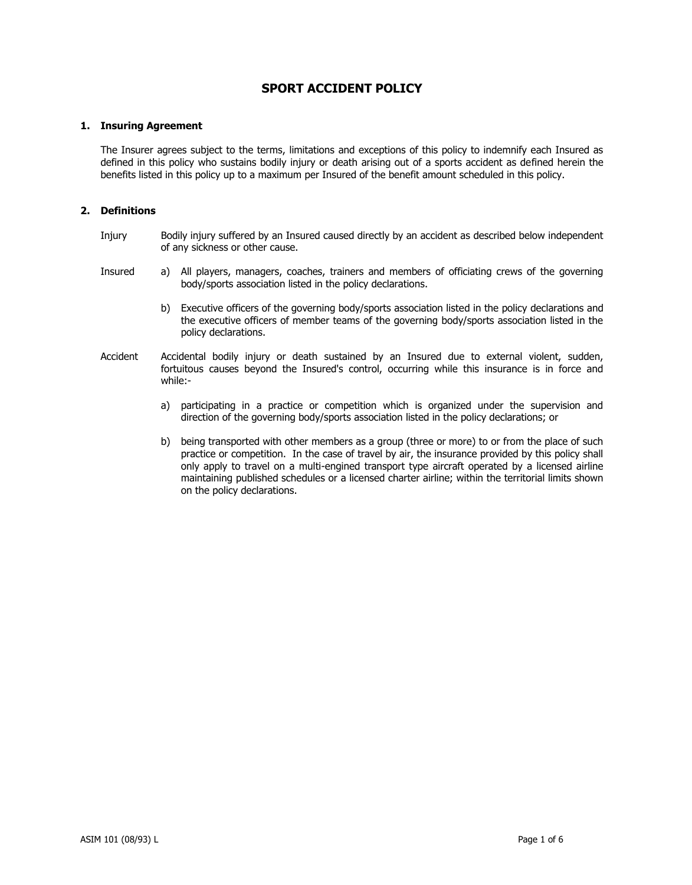# SPORT ACCIDENT POLICY

## 1. Insuring Agreement

The Insurer agrees subject to the terms, limitations and exceptions of this policy to indemnify each Insured as defined in this policy who sustains bodily injury or death arising out of a sports accident as defined herein the benefits listed in this policy up to a maximum per Insured of the benefit amount scheduled in this policy.

## 2. Definitions

**Injury** — Bodily injury suffered by an Insured caused directly by an accident as described below independent of any sickness or other cause.

**Insured**

a) All players, managers, coaches, trainers and members of officiating crews of the governing body/sports association listed in the policy declarations.

b) Executive officers of the governing body/sports association listed in the policy declarations and the executive officers of member teams of the governing body/sports association listed in the policy declarations.

**Accident** — Accidental bodily injury or death sustained by an Insured due to external violent, sudden, fortuitous causes beyond the Insured's control, occurring while this insurance is in force and while:-

a) participating in a practice or competition which is organized under the supervision and direction of the governing body/sports association listed in the policy declarations; or

b) being transported with other members as a group (three or more) to or from the place of such practice or competition. In the case of travel by air, the insurance provided by this policy shall only apply to travel on a multi-engined transport type aircraft operated by a licensed airline maintaining published schedules or a licensed charter airline; within the territorial limits shown on the policy declarations.

ASIM 101 (08/93) L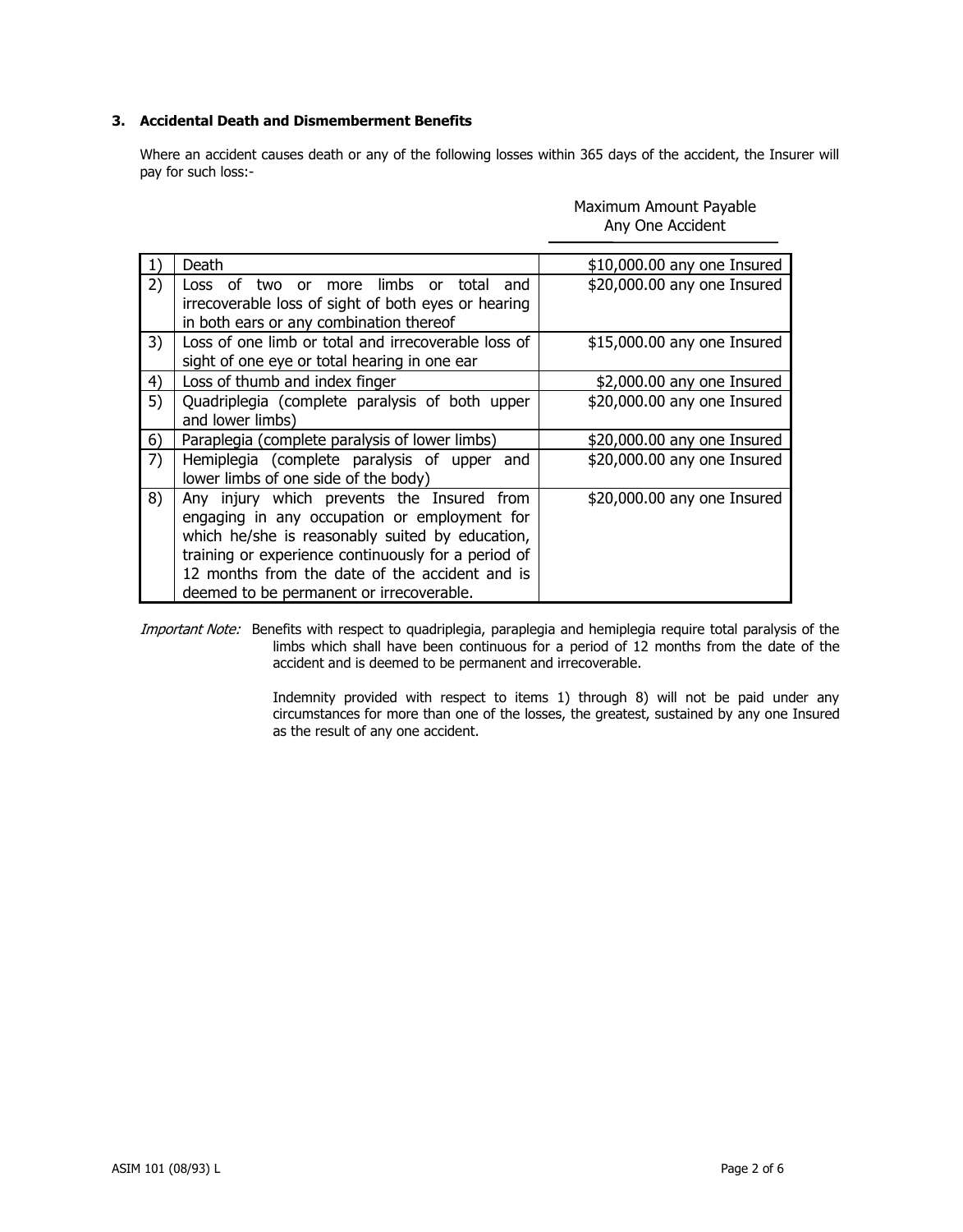### 3. Accidental Death and Dismemberment Benefits

Where an accident causes death or any of the following losses within 365 days of the accident, the Insurer will pay for such loss:-

| | | Maximum Amount Payable Any One Accident |
|---|---|---|
| 1) | Death | $10,000.00 any one Insured |
| 2) | Loss of two or more limbs or total and irrecoverable loss of sight of both eyes or hearing in both ears or any combination thereof | $20,000.00 any one Insured |
| 3) | Loss of one limb or total and irrecoverable loss of sight of one eye or total hearing in one ear | $15,000.00 any one Insured |
| 4) | Loss of thumb and index finger | $2,000.00 any one Insured |
| 5) | Quadriplegia (complete paralysis of both upper and lower limbs) | $20,000.00 any one Insured |
| 6) | Paraplegia (complete paralysis of lower limbs) | $20,000.00 any one Insured |
| 7) | Hemiplegia (complete paralysis of upper and lower limbs of one side of the body) | $20,000.00 any one Insured |
| 8) | Any injury which prevents the Insured from engaging in any occupation or employment for which he/she is reasonably suited by education, training or experience continuously for a period of 12 months from the date of the accident and is deemed to be permanent or irrecoverable. | $20,000.00 any one Insured |

*Important Note:* Benefits with respect to quadriplegia, paraplegia and hemiplegia require total paralysis of the limbs which shall have been continuous for a period of 12 months from the date of the accident and is deemed to be permanent and irrecoverable.

Indemnity provided with respect to items 1) through 8) will not be paid under any circumstances for more than one of the losses, the greatest, sustained by any one Insured as the result of any one accident.

ASIM 101 (08/93) L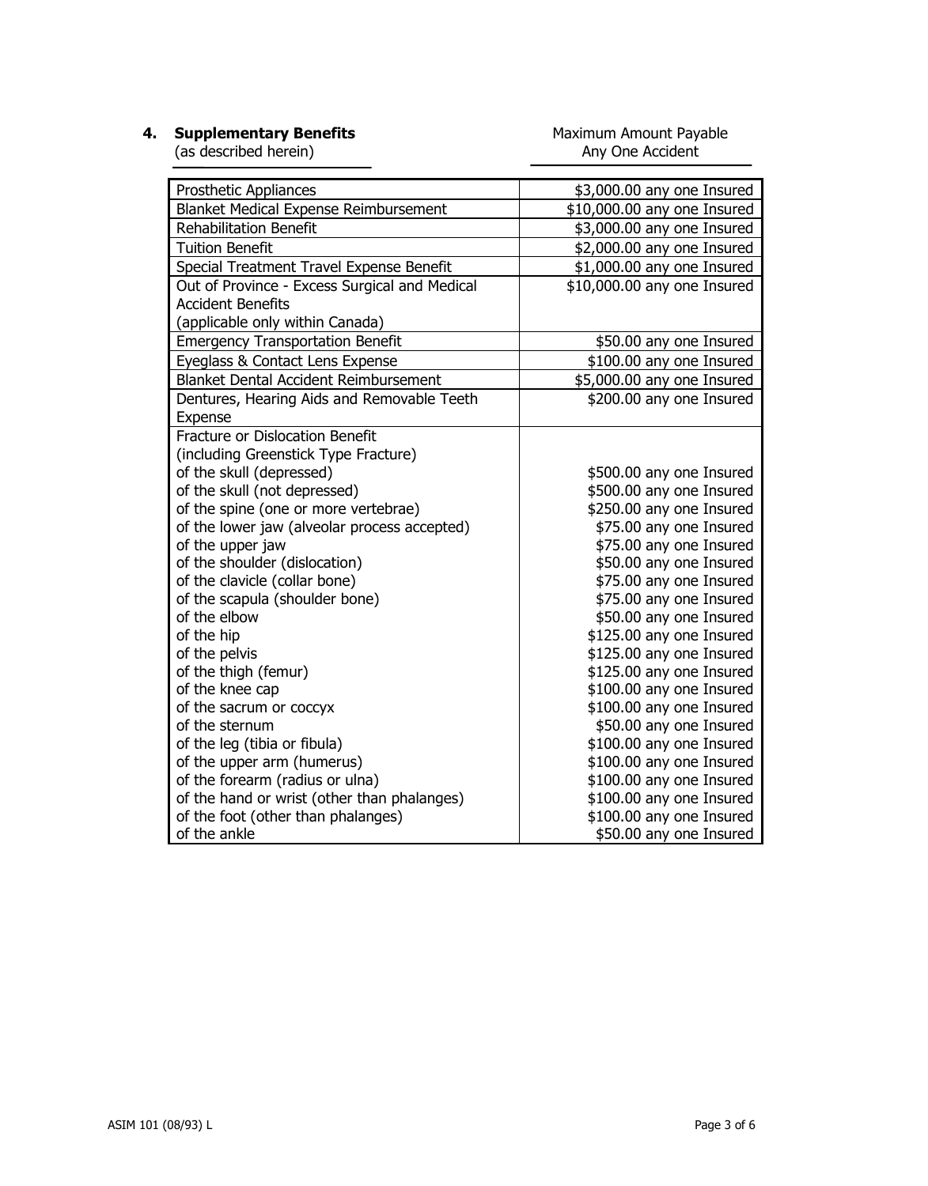**4. Supplementary Benefits** (as described herein)

Maximum Amount Payable Any One Accident

| Supplementary Benefits | Maximum Amount Payable Any One Accident |
|---|---|
| Prosthetic Appliances | $3,000.00 any one Insured |
| Blanket Medical Expense Reimbursement | $10,000.00 any one Insured |
| Rehabilitation Benefit | $3,000.00 any one Insured |
| Tuition Benefit | $2,000.00 any one Insured |
| Special Treatment Travel Expense Benefit | $1,000.00 any one Insured |
| Out of Province - Excess Surgical and Medical Accident Benefits (applicable only within Canada) | $10,000.00 any one Insured |
| Emergency Transportation Benefit | $50.00 any one Insured |
| Eyeglass & Contact Lens Expense | $100.00 any one Insured |
| Blanket Dental Accident Reimbursement | $5,000.00 any one Insured |
| Dentures, Hearing Aids and Removable Teeth Expense | $200.00 any one Insured |
| Fracture or Dislocation Benefit (including Greenstick Type Fracture) | |
| of the skull (depressed) | $500.00 any one Insured |
| of the skull (not depressed) | $500.00 any one Insured |
| of the spine (one or more vertebrae) | $250.00 any one Insured |
| of the lower jaw (alveolar process accepted) | $75.00 any one Insured |
| of the upper jaw | $75.00 any one Insured |
| of the shoulder (dislocation) | $50.00 any one Insured |
| of the clavicle (collar bone) | $75.00 any one Insured |
| of the scapula (shoulder bone) | $75.00 any one Insured |
| of the elbow | $50.00 any one Insured |
| of the hip | $125.00 any one Insured |
| of the pelvis | $125.00 any one Insured |
| of the thigh (femur) | $125.00 any one Insured |
| of the knee cap | $100.00 any one Insured |
| of the sacrum or coccyx | $100.00 any one Insured |
| of the sternum | $50.00 any one Insured |
| of the leg (tibia or fibula) | $100.00 any one Insured |
| of the upper arm (humerus) | $100.00 any one Insured |
| of the forearm (radius or ulna) | $100.00 any one Insured |
| of the hand or wrist (other than phalanges) | $100.00 any one Insured |
| of the foot (other than phalanges) | $100.00 any one Insured |
| of the ankle | $50.00 any one Insured |

ASIM 101 (08/93) L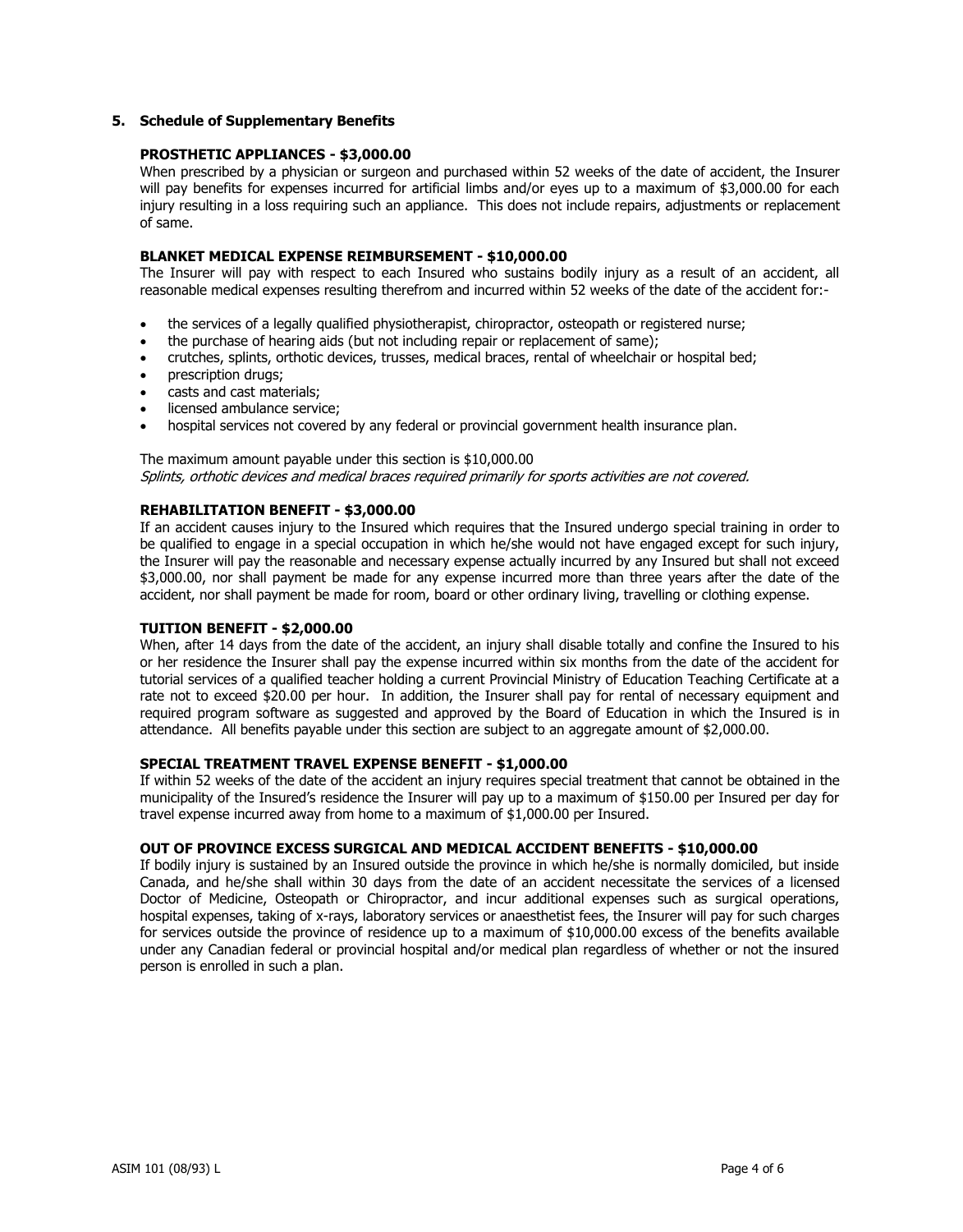## 5. Schedule of Supplementary Benefits

**PROSTHETIC APPLIANCES - $3,000.00**

When prescribed by a physician or surgeon and purchased within 52 weeks of the date of accident, the Insurer will pay benefits for expenses incurred for artificial limbs and/or eyes up to a maximum of $3,000.00 for each injury resulting in a loss requiring such an appliance. This does not include repairs, adjustments or replacement of same.

**BLANKET MEDICAL EXPENSE REIMBURSEMENT - $10,000.00**

The Insurer will pay with respect to each Insured who sustains bodily injury as a result of an accident, all reasonable medical expenses resulting therefrom and incurred within 52 weeks of the date of the accident for:-

- the services of a legally qualified physiotherapist, chiropractor, osteopath or registered nurse;
- the purchase of hearing aids (but not including repair or replacement of same);
- crutches, splints, orthotic devices, trusses, medical braces, rental of wheelchair or hospital bed;
- prescription drugs;
- casts and cast materials;
- licensed ambulance service;
- hospital services not covered by any federal or provincial government health insurance plan.

The maximum amount payable under this section is $10,000.00

*Splints, orthotic devices and medical braces required primarily for sports activities are not covered.*

**REHABILITATION BENEFIT - $3,000.00**

If an accident causes injury to the Insured which requires that the Insured undergo special training in order to be qualified to engage in a special occupation in which he/she would not have engaged except for such injury, the Insurer will pay the reasonable and necessary expense actually incurred by any Insured but shall not exceed $3,000.00, nor shall payment be made for any expense incurred more than three years after the date of the accident, nor shall payment be made for room, board or other ordinary living, travelling or clothing expense.

**TUITION BENEFIT - $2,000.00**

When, after 14 days from the date of the accident, an injury shall disable totally and confine the Insured to his or her residence the Insurer shall pay the expense incurred within six months from the date of the accident for tutorial services of a qualified teacher holding a current Provincial Ministry of Education Teaching Certificate at a rate not to exceed $20.00 per hour. In addition, the Insurer shall pay for rental of necessary equipment and required program software as suggested and approved by the Board of Education in which the Insured is in attendance. All benefits payable under this section are subject to an aggregate amount of $2,000.00.

**SPECIAL TREATMENT TRAVEL EXPENSE BENEFIT - $1,000.00**

If within 52 weeks of the date of the accident an injury requires special treatment that cannot be obtained in the municipality of the Insured's residence the Insurer will pay up to a maximum of $150.00 per Insured per day for travel expense incurred away from home to a maximum of $1,000.00 per Insured.

**OUT OF PROVINCE EXCESS SURGICAL AND MEDICAL ACCIDENT BENEFITS - $10,000.00**

If bodily injury is sustained by an Insured outside the province in which he/she is normally domiciled, but inside Canada, and he/she shall within 30 days from the date of an accident necessitate the services of a licensed Doctor of Medicine, Osteopath or Chiropractor, and incur additional expenses such as surgical operations, hospital expenses, taking of x-rays, laboratory services or anaesthetist fees, the Insurer will pay for such charges for services outside the province of residence up to a maximum of $10,000.00 excess of the benefits available under any Canadian federal or provincial hospital and/or medical plan regardless of whether or not the insured person is enrolled in such a plan.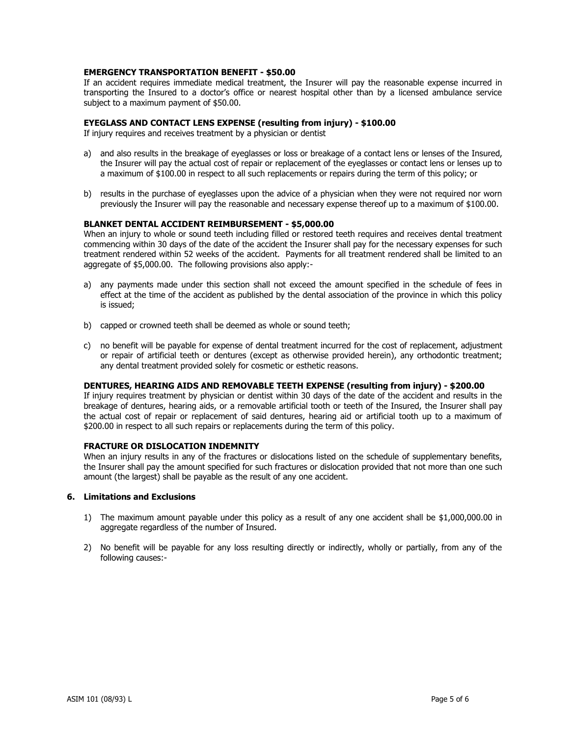**EMERGENCY TRANSPORTATION BENEFIT - $50.00**

If an accident requires immediate medical treatment, the Insurer will pay the reasonable expense incurred in transporting the Insured to a doctor's office or nearest hospital other than by a licensed ambulance service subject to a maximum payment of $50.00.

**EYEGLASS AND CONTACT LENS EXPENSE (resulting from injury) - $100.00**

If injury requires and receives treatment by a physician or dentist

a) and also results in the breakage of eyeglasses or loss or breakage of a contact lens or lenses of the Insured, the Insurer will pay the actual cost of repair or replacement of the eyeglasses or contact lens or lenses up to a maximum of $100.00 in respect to all such replacements or repairs during the term of this policy; or

b) results in the purchase of eyeglasses upon the advice of a physician when they were not required nor worn previously the Insurer will pay the reasonable and necessary expense thereof up to a maximum of $100.00.

**BLANKET DENTAL ACCIDENT REIMBURSEMENT - $5,000.00**

When an injury to whole or sound teeth including filled or restored teeth requires and receives dental treatment commencing within 30 days of the date of the accident the Insurer shall pay for the necessary expenses for such treatment rendered within 52 weeks of the accident. Payments for all treatment rendered shall be limited to an aggregate of $5,000.00. The following provisions also apply:-

a) any payments made under this section shall not exceed the amount specified in the schedule of fees in effect at the time of the accident as published by the dental association of the province in which this policy is issued;

b) capped or crowned teeth shall be deemed as whole or sound teeth;

c) no benefit will be payable for expense of dental treatment incurred for the cost of replacement, adjustment or repair of artificial teeth or dentures (except as otherwise provided herein), any orthodontic treatment; any dental treatment provided solely for cosmetic or esthetic reasons.

**DENTURES, HEARING AIDS AND REMOVABLE TEETH EXPENSE (resulting from injury) - $200.00**

If injury requires treatment by physician or dentist within 30 days of the date of the accident and results in the breakage of dentures, hearing aids, or a removable artificial tooth or teeth of the Insured, the Insurer shall pay the actual cost of repair or replacement of said dentures, hearing aid or artificial tooth up to a maximum of $200.00 in respect to all such repairs or replacements during the term of this policy.

**FRACTURE OR DISLOCATION INDEMNITY**

When an injury results in any of the fractures or dislocations listed on the schedule of supplementary benefits, the Insurer shall pay the amount specified for such fractures or dislocation provided that not more than one such amount (the largest) shall be payable as the result of any one accident.

## 6. Limitations and Exclusions

1) The maximum amount payable under this policy as a result of any one accident shall be $1,000,000.00 in aggregate regardless of the number of Insured.

2) No benefit will be payable for any loss resulting directly or indirectly, wholly or partially, from any of the following causes:-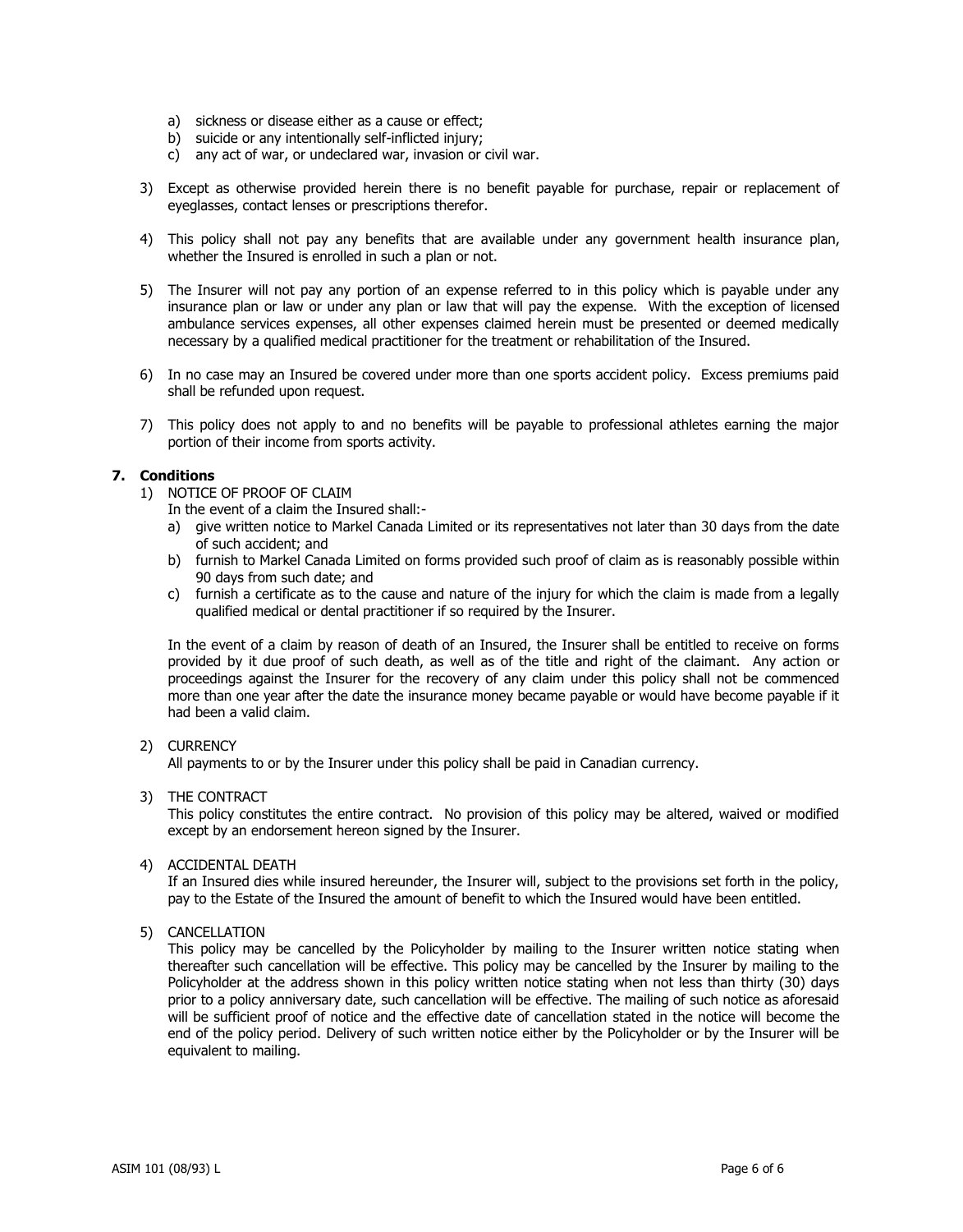a) sickness or disease either as a cause or effect;
   b) suicide or any intentionally self-inflicted injury;
   c) any act of war, or undeclared war, invasion or civil war.

3) Except as otherwise provided herein there is no benefit payable for purchase, repair or replacement of eyeglasses, contact lenses or prescriptions therefor.

4) This policy shall not pay any benefits that are available under any government health insurance plan, whether the Insured is enrolled in such a plan or not.

5) The Insurer will not pay any portion of an expense referred to in this policy which is payable under any insurance plan or law or under any plan or law that will pay the expense. With the exception of licensed ambulance services expenses, all other expenses claimed herein must be presented or deemed medically necessary by a qualified medical practitioner for the treatment or rehabilitation of the Insured.

6) In no case may an Insured be covered under more than one sports accident policy. Excess premiums paid shall be refunded upon request.

7) This policy does not apply to and no benefits will be payable to professional athletes earning the major portion of their income from sports activity.

**7. Conditions**

1) NOTICE OF PROOF OF CLAIM

   In the event of a claim the Insured shall:-

   a) give written notice to Markel Canada Limited or its representatives not later than 30 days from the date of such accident; and
   b) furnish to Markel Canada Limited on forms provided such proof of claim as is reasonably possible within 90 days from such date; and
   c) furnish a certificate as to the cause and nature of the injury for which the claim is made from a legally qualified medical or dental practitioner if so required by the Insurer.

   In the event of a claim by reason of death of an Insured, the Insurer shall be entitled to receive on forms provided by it due proof of such death, as well as of the title and right of the claimant. Any action or proceedings against the Insurer for the recovery of any claim under this policy shall not be commenced more than one year after the date the insurance money became payable or would have become payable if it had been a valid claim.

2) CURRENCY

   All payments to or by the Insurer under this policy shall be paid in Canadian currency.

3) THE CONTRACT

   This policy constitutes the entire contract. No provision of this policy may be altered, waived or modified except by an endorsement hereon signed by the Insurer.

4) ACCIDENTAL DEATH

   If an Insured dies while insured hereunder, the Insurer will, subject to the provisions set forth in the policy, pay to the Estate of the Insured the amount of benefit to which the Insured would have been entitled.

5) CANCELLATION

   This policy may be cancelled by the Policyholder by mailing to the Insurer written notice stating when thereafter such cancellation will be effective. This policy may be cancelled by the Insurer by mailing to the Policyholder at the address shown in this policy written notice stating when not less than thirty (30) days prior to a policy anniversary date, such cancellation will be effective. The mailing of such notice as aforesaid will be sufficient proof of notice and the effective date of cancellation stated in the notice will become the end of the policy period. Delivery of such written notice either by the Policyholder or by the Insurer will be equivalent to mailing.

ASIM 101 (08/93) L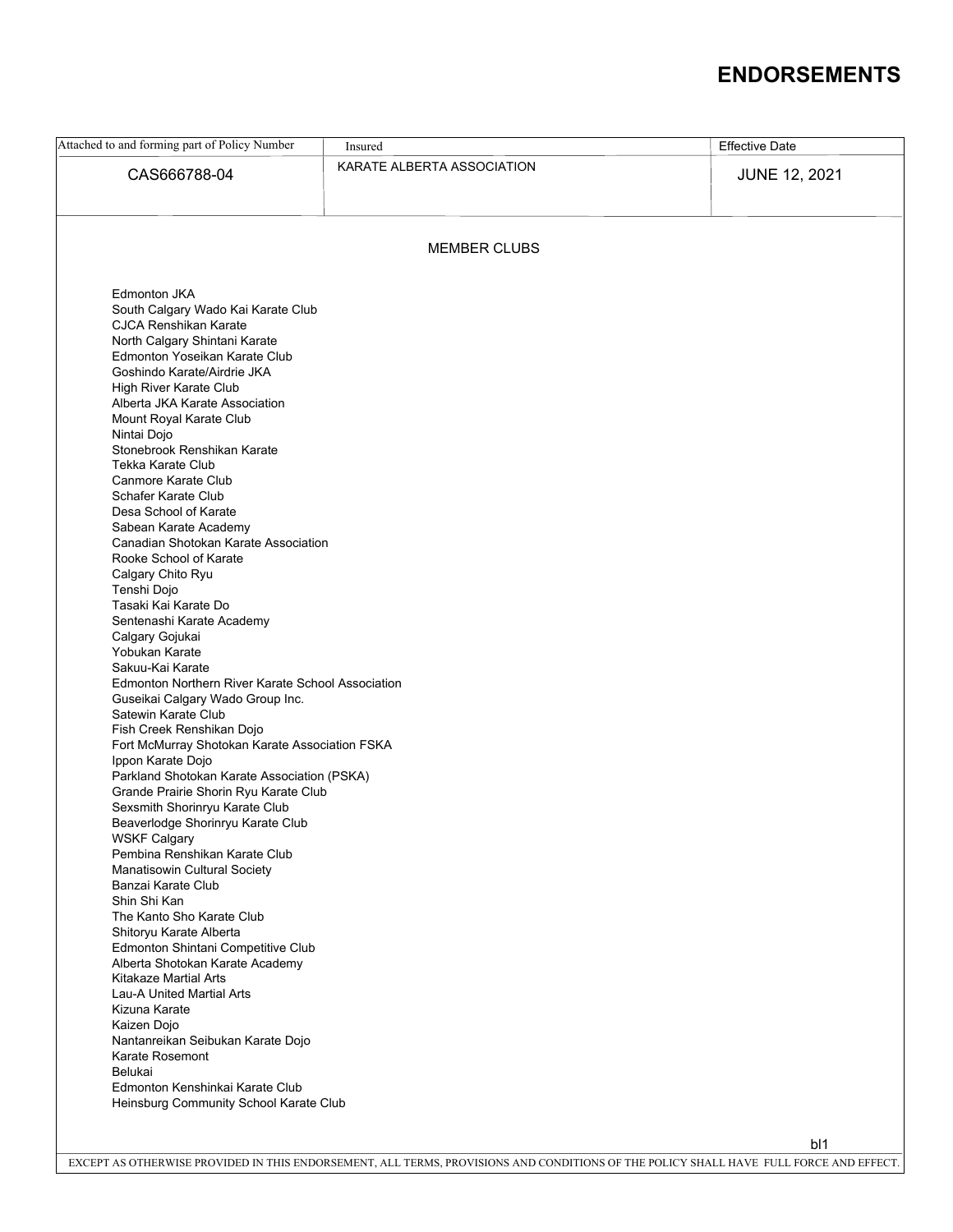# ENDORSEMENTS

| Attached to and forming part of Policy Number | Insured | Effective Date |
| --- | --- | --- |
| CAS666788-04 | KARATE ALBERTA ASSOCIATION | JUNE 12, 2021 |

## MEMBER CLUBS

Edmonton JKA
South Calgary Wado Kai Karate Club
CJCA Renshikan Karate
North Calgary Shintani Karate
Edmonton Yoseikan Karate Club
Goshindo Karate/Airdrie JKA
High River Karate Club
Alberta JKA Karate Association
Mount Royal Karate Club
Nintai Dojo
Stonebrook Renshikan Karate
Tekka Karate Club
Canmore Karate Club
Schafer Karate Club
Desa School of Karate
Sabean Karate Academy
Canadian Shotokan Karate Association
Rooke School of Karate
Calgary Chito Ryu
Tenshi Dojo
Tasaki Kai Karate Do
Sentenashi Karate Academy
Calgary Gojukai
Yobukan Karate
Sakuu-Kai Karate
Edmonton Northern River Karate School Association
Guseikai Calgary Wado Group Inc.
Satewin Karate Club
Fish Creek Renshikan Dojo
Fort McMurray Shotokan Karate Association FSKA
Ippon Karate Dojo
Parkland Shotokan Karate Association (PSKA)
Grande Prairie Shorin Ryu Karate Club
Sexsmith Shorinryu Karate Club
Beaverlodge Shorinryu Karate Club
WSKF Calgary
Pembina Renshikan Karate Club
Manatisowin Cultural Society
Banzai Karate Club
Shin Shi Kan
The Kanto Sho Karate Club
Shitoryu Karate Alberta
Edmonton Shintani Competitive Club
Alberta Shotokan Karate Academy
Kitakaze Martial Arts
Lau-A United Martial Arts
Kizuna Karate
Kaizen Dojo
Nantanreikan Seibukan Karate Dojo
Karate Rosemont
Belukai
Edmonton Kenshinkai Karate Club
Heinsburg Community School Karate Club

bl1

EXCEPT AS OTHERWISE PROVIDED IN THIS ENDORSEMENT, ALL TERMS, PROVISIONS AND CONDITIONS OF THE POLICY SHALL HAVE FULL FORCE AND EFFECT.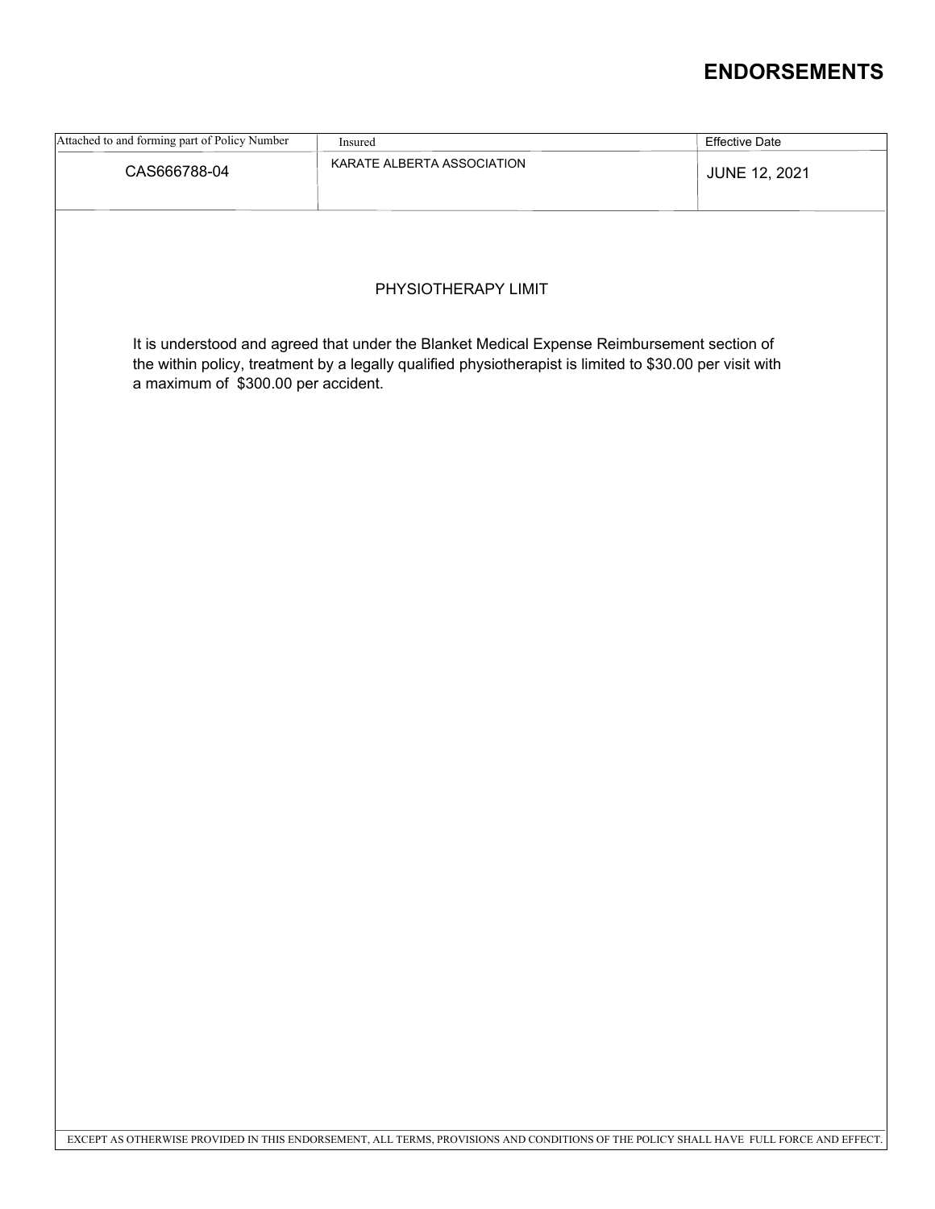# ENDORSEMENTS

| Attached to and forming part of Policy Number | Insured | Effective Date |
| --- | --- | --- |
| CAS666788-04 | KARATE ALBERTA ASSOCIATION | JUNE 12, 2021 |

PHYSIOTHERAPY LIMIT

It is understood and agreed that under the Blanket Medical Expense Reimbursement section of the within policy, treatment by a legally qualified physiotherapist is limited to $30.00 per visit with a maximum of $300.00 per accident.

EXCEPT AS OTHERWISE PROVIDED IN THIS ENDORSEMENT, ALL TERMS, PROVISIONS AND CONDITIONS OF THE POLICY SHALL HAVE FULL FORCE AND EFFECT.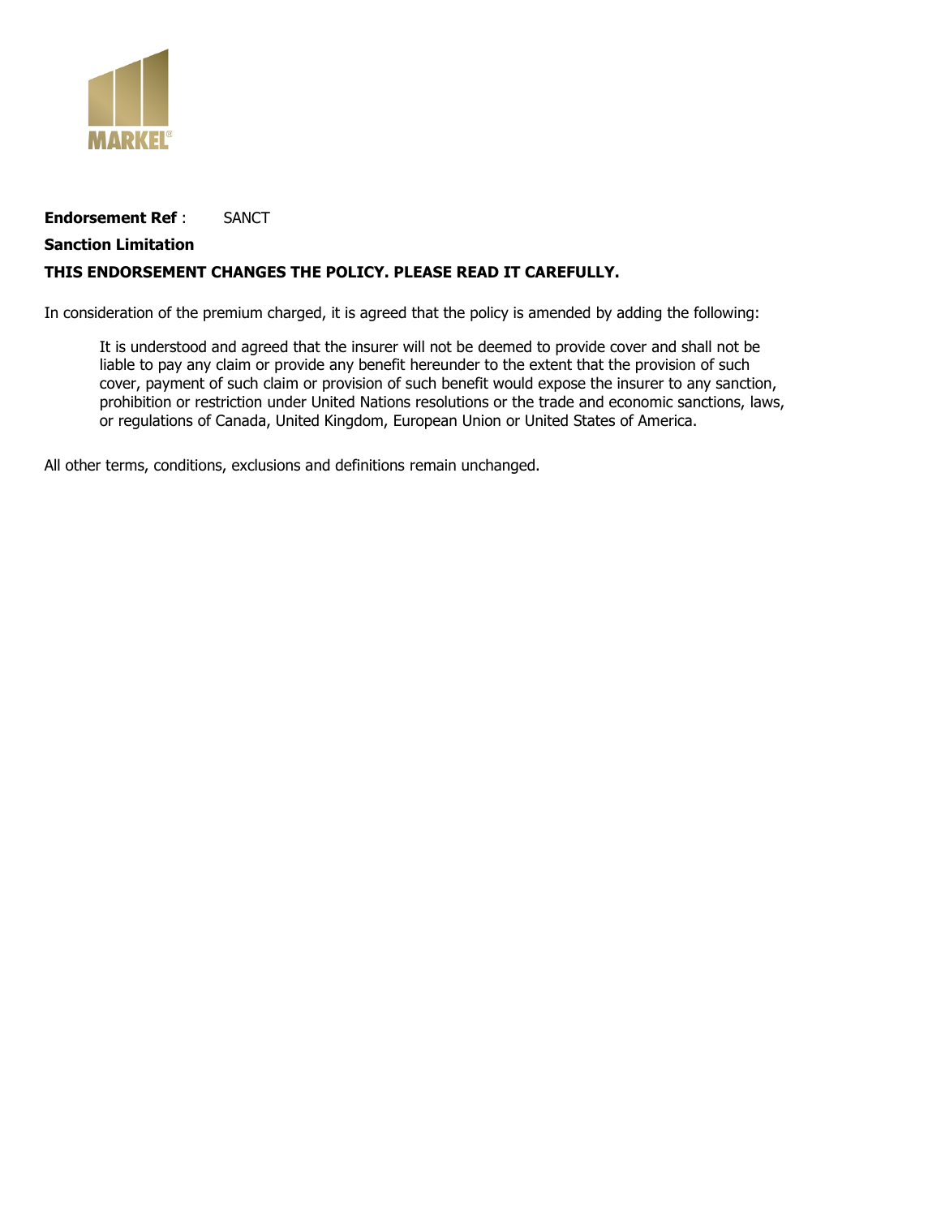**Endorsement Ref** : SANCT

**Sanction Limitation**

**THIS ENDORSEMENT CHANGES THE POLICY. PLEASE READ IT CAREFULLY.**

In consideration of the premium charged, it is agreed that the policy is amended by adding the following:

> It is understood and agreed that the insurer will not be deemed to provide cover and shall not be liable to pay any claim or provide any benefit hereunder to the extent that the provision of such cover, payment of such claim or provision of such benefit would expose the insurer to any sanction, prohibition or restriction under United Nations resolutions or the trade and economic sanctions, laws, or regulations of Canada, United Kingdom, European Union or United States of America.

All other terms, conditions, exclusions and definitions remain unchanged.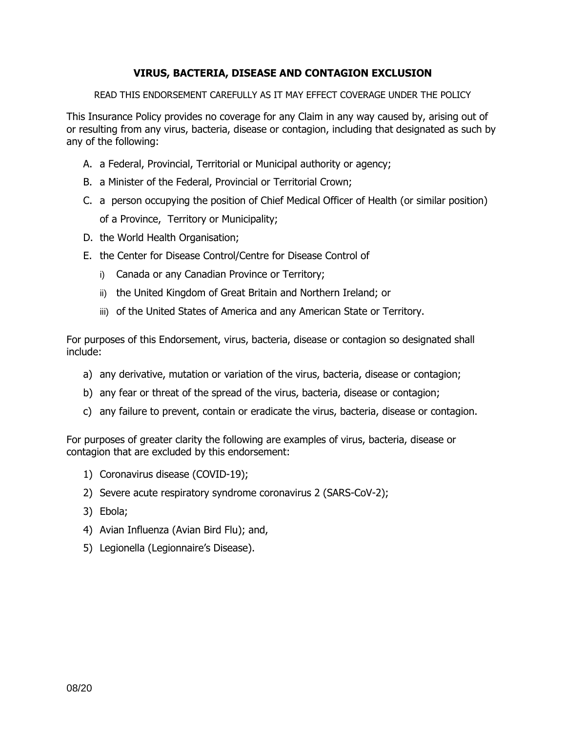## VIRUS, BACTERIA, DISEASE AND CONTAGION EXCLUSION

READ THIS ENDORSEMENT CAREFULLY AS IT MAY EFFECT COVERAGE UNDER THE POLICY

This Insurance Policy provides no coverage for any Claim in any way caused by, arising out of or resulting from any virus, bacteria, disease or contagion, including that designated as such by any of the following:

A. a Federal, Provincial, Territorial or Municipal authority or agency;
B. a Minister of the Federal, Provincial or Territorial Crown;
C. a person occupying the position of Chief Medical Officer of Health (or similar position) of a Province, Territory or Municipality;
D. the World Health Organisation;
E. the Center for Disease Control/Centre for Disease Control of
   i) Canada or any Canadian Province or Territory;
   ii) the United Kingdom of Great Britain and Northern Ireland; or
   iii) of the United States of America and any American State or Territory.

For purposes of this Endorsement, virus, bacteria, disease or contagion so designated shall include:

a) any derivative, mutation or variation of the virus, bacteria, disease or contagion;
b) any fear or threat of the spread of the virus, bacteria, disease or contagion;
c) any failure to prevent, contain or eradicate the virus, bacteria, disease or contagion.

For purposes of greater clarity the following are examples of virus, bacteria, disease or contagion that are excluded by this endorsement:

1) Coronavirus disease (COVID-19);
2) Severe acute respiratory syndrome coronavirus 2 (SARS-CoV-2);
3) Ebola;
4) Avian Influenza (Avian Bird Flu); and,
5) Legionella (Legionnaire's Disease).

08/20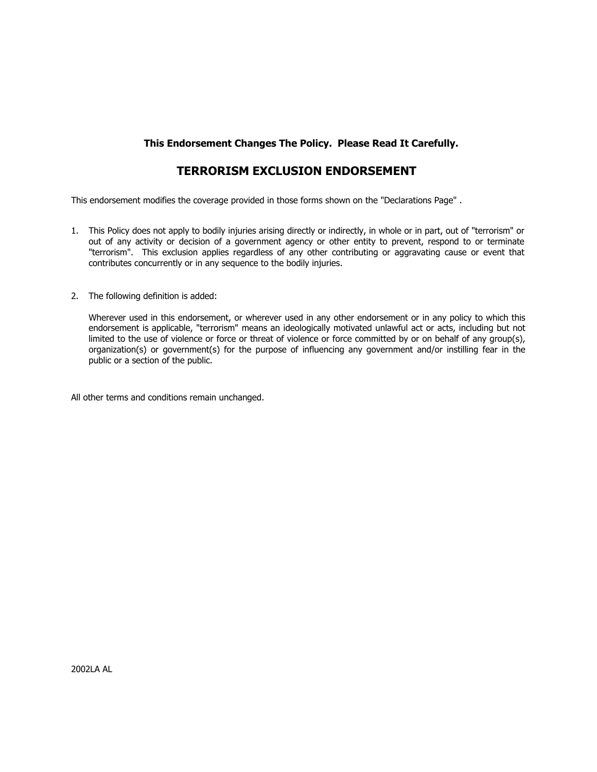**This Endorsement Changes The Policy. Please Read It Carefully.**

## TERRORISM EXCLUSION ENDORSEMENT

This endorsement modifies the coverage provided in those forms shown on the "Declarations Page" .

1. This Policy does not apply to bodily injuries arising directly or indirectly, in whole or in part, out of "terrorism" or out of any activity or decision of a government agency or other entity to prevent, respond to or terminate "terrorism". This exclusion applies regardless of any other contributing or aggravating cause or event that contributes concurrently or in any sequence to the bodily injuries.

2. The following definition is added:

   Wherever used in this endorsement, or wherever used in any other endorsement or in any policy to which this endorsement is applicable, "terrorism" means an ideologically motivated unlawful act or acts, including but not limited to the use of violence or force or threat of violence or force committed by or on behalf of any group(s), organization(s) or government(s) for the purpose of influencing any government and/or instilling fear in the public or a section of the public.

All other terms and conditions remain unchanged.

2002LA AL